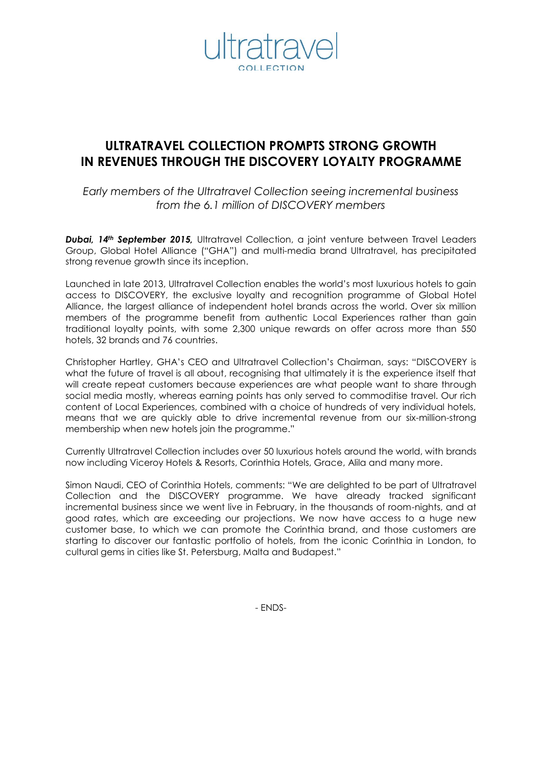ultratravel
COLLECTION

# ULTRATRAVEL COLLECTION PROMPTS STRONG GROWTH IN REVENUES THROUGH THE DISCOVERY LOYALTY PROGRAMME

*Early members of the Ultratravel Collection seeing incremental business from the 6.1 million of DISCOVERY members*

***Dubai, 14th September 2015,*** Ultratravel Collection, a joint venture between Travel Leaders Group, Global Hotel Alliance ("GHA") and multi-media brand Ultratravel, has precipitated strong revenue growth since its inception.

Launched in late 2013, Ultratravel Collection enables the world's most luxurious hotels to gain access to DISCOVERY, the exclusive loyalty and recognition programme of Global Hotel Alliance, the largest alliance of independent hotel brands across the world. Over six million members of the programme benefit from authentic Local Experiences rather than gain traditional loyalty points, with some 2,300 unique rewards on offer across more than 550 hotels, 32 brands and 76 countries.

Christopher Hartley, GHA's CEO and Ultratravel Collection's Chairman, says: "DISCOVERY is what the future of travel is all about, recognising that ultimately it is the experience itself that will create repeat customers because experiences are what people want to share through social media mostly, whereas earning points has only served to commoditise travel. Our rich content of Local Experiences, combined with a choice of hundreds of very individual hotels, means that we are quickly able to drive incremental revenue from our six-million-strong membership when new hotels join the programme."

Currently Ultratravel Collection includes over 50 luxurious hotels around the world, with brands now including Viceroy Hotels & Resorts, Corinthia Hotels, Grace, Alila and many more.

Simon Naudi, CEO of Corinthia Hotels, comments: "We are delighted to be part of Ultratravel Collection and the DISCOVERY programme. We have already tracked significant incremental business since we went live in February, in the thousands of room-nights, and at good rates, which are exceeding our projections. We now have access to a huge new customer base, to which we can promote the Corinthia brand, and those customers are starting to discover our fantastic portfolio of hotels, from the iconic Corinthia in London, to cultural gems in cities like St. Petersburg, Malta and Budapest."

- ENDS-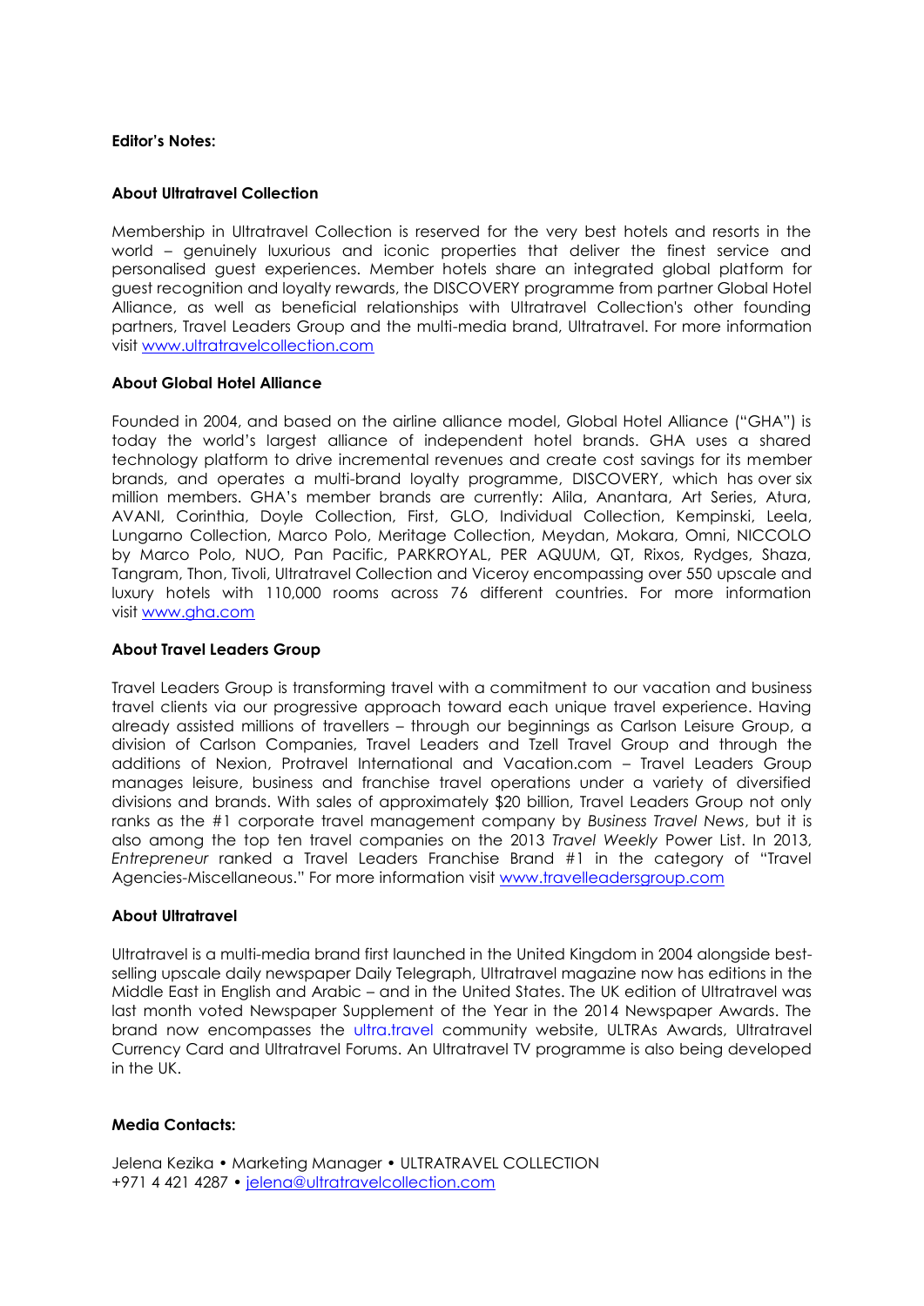**Editor's Notes:**

**About Ultratravel Collection**

Membership in Ultratravel Collection is reserved for the very best hotels and resorts in the world – genuinely luxurious and iconic properties that deliver the finest service and personalised guest experiences. Member hotels share an integrated global platform for guest recognition and loyalty rewards, the DISCOVERY programme from partner Global Hotel Alliance, as well as beneficial relationships with Ultratravel Collection's other founding partners, Travel Leaders Group and the multi-media brand, Ultratravel. For more information visit [www.ultratravelcollection.com](http://www.ultratravelcollection.com)

**About Global Hotel Alliance**

Founded in 2004, and based on the airline alliance model, Global Hotel Alliance ("GHA") is today the world's largest alliance of independent hotel brands. GHA uses a shared technology platform to drive incremental revenues and create cost savings for its member brands, and operates a multi-brand loyalty programme, DISCOVERY, which has over six million members. GHA's member brands are currently: Alila, Anantara, Art Series, Atura, AVANI, Corinthia, Doyle Collection, First, GLO, Individual Collection, Kempinski, Leela, Lungarno Collection, Marco Polo, Meritage Collection, Meydan, Mokara, Omni, NICCOLO by Marco Polo, NUO, Pan Pacific, PARKROYAL, PER AQUUM, QT, Rixos, Rydges, Shaza, Tangram, Thon, Tivoli, Ultratravel Collection and Viceroy encompassing over 550 upscale and luxury hotels with 110,000 rooms across 76 different countries. For more information visit [www.gha.com](http://www.gha.com)

**About Travel Leaders Group**

Travel Leaders Group is transforming travel with a commitment to our vacation and business travel clients via our progressive approach toward each unique travel experience. Having already assisted millions of travellers – through our beginnings as Carlson Leisure Group, a division of Carlson Companies, Travel Leaders and Tzell Travel Group and through the additions of Nexion, Protravel International and Vacation.com – Travel Leaders Group manages leisure, business and franchise travel operations under a variety of diversified divisions and brands. With sales of approximately $20 billion, Travel Leaders Group not only ranks as the #1 corporate travel management company by *Business Travel News*, but it is also among the top ten travel companies on the 2013 *Travel Weekly* Power List. In 2013, *Entrepreneur* ranked a Travel Leaders Franchise Brand #1 in the category of "Travel Agencies-Miscellaneous." For more information visit [www.travelleadersgroup.com](http://www.travelleadersgroup.com)

**About Ultratravel**

Ultratravel is a multi-media brand first launched in the United Kingdom in 2004 alongside best-selling upscale daily newspaper Daily Telegraph, Ultratravel magazine now has editions in the Middle East in English and Arabic – and in the United States. The UK edition of Ultratravel was last month voted Newspaper Supplement of the Year in the 2014 Newspaper Awards. The brand now encompasses the ultra.travel community website, ULTRAs Awards, Ultratravel Currency Card and Ultratravel Forums. An Ultratravel TV programme is also being developed in the UK.

**Media Contacts:**

Jelena Kezika • Marketing Manager • ULTRATRAVEL COLLECTION
+971 4 421 4287 • [jelena@ultratravelcollection.com](mailto:jelena@ultratravelcollection.com)